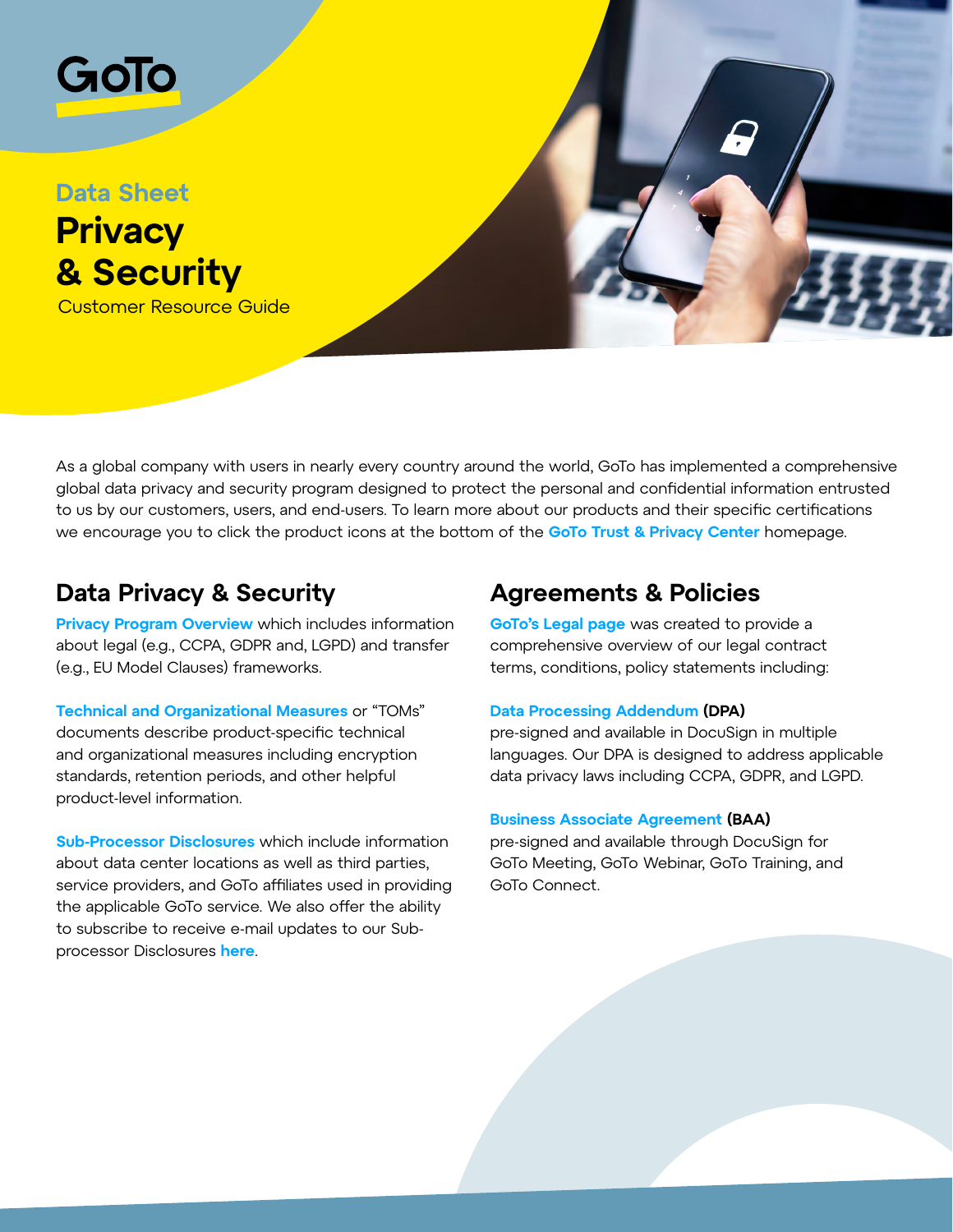GoTo

Data Sheet

# Privacy & Security

Customer Resource Guide

As a global company with users in nearly every country around the world, GoTo has implemented a comprehensive global data privacy and security program designed to protect the personal and confidential information entrusted to us by our customers, users, and end-users. To learn more about our products and their specific certifications we encourage you to click the product icons at the bottom of the **GoTo Trust & Privacy Center** homepage.

## Data Privacy & Security

**Privacy Program Overview** which includes information about legal (e.g., CCPA, GDPR and, LGPD) and transfer (e.g., EU Model Clauses) frameworks.

**Technical and Organizational Measures** or "TOMs" documents describe product-specific technical and organizational measures including encryption standards, retention periods, and other helpful product-level information.

**Sub-Processor Disclosures** which include information about data center locations as well as third parties, service providers, and GoTo affiliates used in providing the applicable GoTo service. We also offer the ability to subscribe to receive e-mail updates to our Sub-processor Disclosures **here**.

## Agreements & Policies

**GoTo's Legal page** was created to provide a comprehensive overview of our legal contract terms, conditions, policy statements including:

**Data Processing Addendum (DPA)**
pre-signed and available in DocuSign in multiple languages. Our DPA is designed to address applicable data privacy laws including CCPA, GDPR, and LGPD.

**Business Associate Agreement (BAA)**
pre-signed and available through DocuSign for GoTo Meeting, GoTo Webinar, GoTo Training, and GoTo Connect.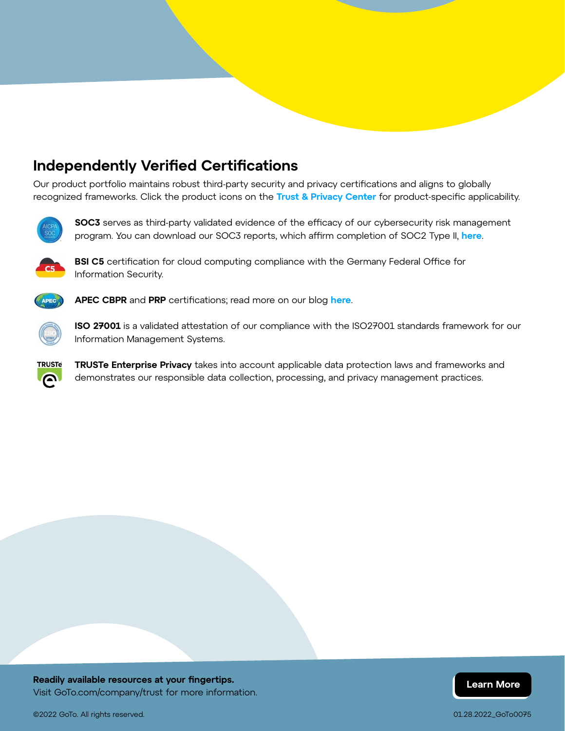## Independently Verified Certifications

Our product portfolio maintains robust third-party security and privacy certifications and aligns to globally recognized frameworks. Click the product icons on the **Trust & Privacy Center** for product-specific applicability.

**SOC3** serves as third-party validated evidence of the efficacy of our cybersecurity risk management program. You can download our SOC3 reports, which affirm completion of SOC2 Type II, **here**.

**BSI C5** certification for cloud computing compliance with the Germany Federal Office for Information Security.

**APEC CBPR** and **PRP** certifications; read more on our blog **here**.

**ISO 27001** is a validated attestation of our compliance with the ISO27001 standards framework for our Information Management Systems.

**TRUSTe Enterprise Privacy** takes into account applicable data protection laws and frameworks and demonstrates our responsible data collection, processing, and privacy management practices.

**Readily available resources at your fingertips.**
Visit GoTo.com/company/trust for more information.

Learn More

©2022 GoTo. All rights reserved.

01.28.2022_GoTo0075